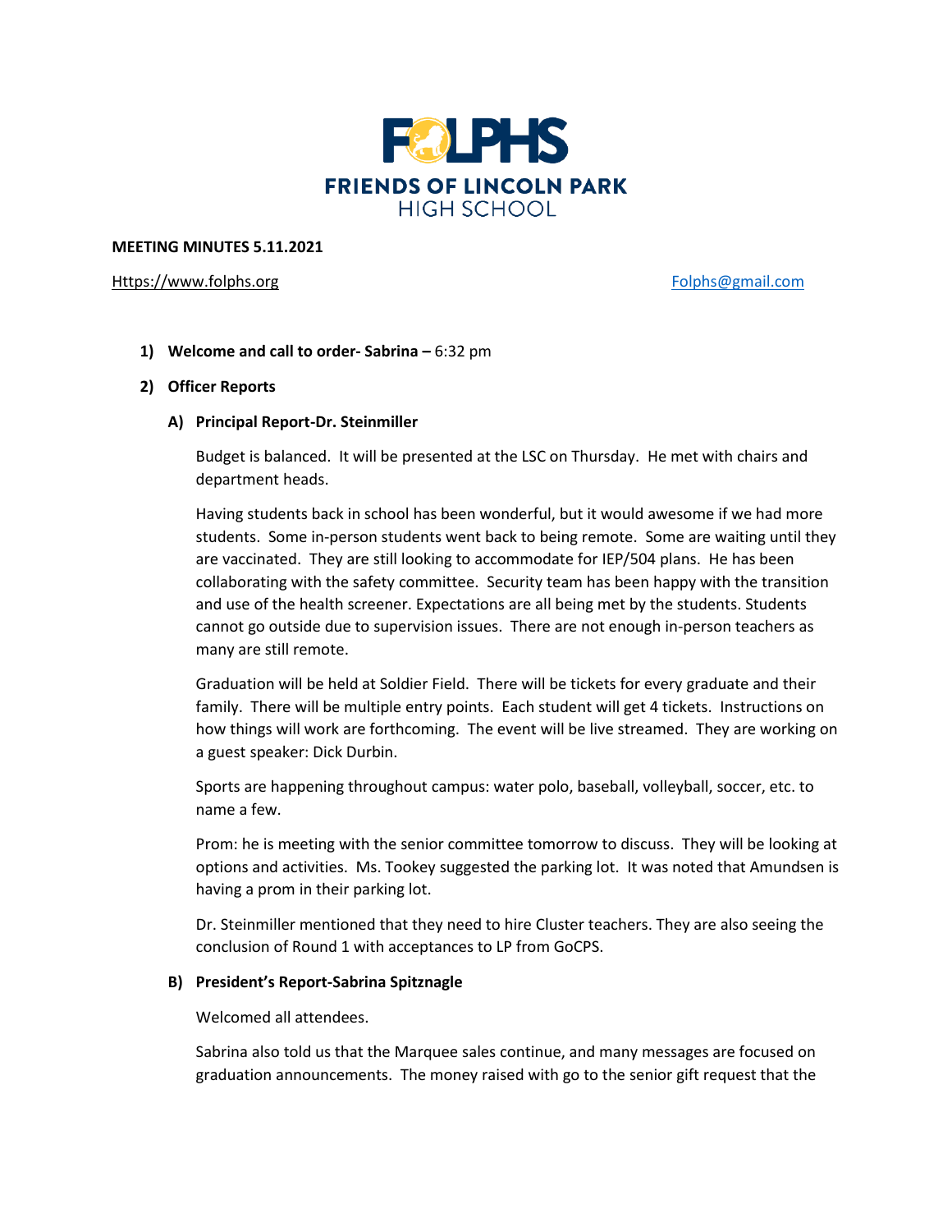FOLPHS

FRIENDS OF LINCOLN PARK HIGH SCHOOL

**MEETING MINUTES 5.11.2021**

Https://www.folphs.org Folphs@gmail.com

1) **Welcome and call to order- Sabrina –** 6:32 pm

2) **Officer Reports**

**A) Principal Report-Dr. Steinmiller**

Budget is balanced. It will be presented at the LSC on Thursday. He met with chairs and department heads.

Having students back in school has been wonderful, but it would awesome if we had more students. Some in-person students went back to being remote. Some are waiting until they are vaccinated. They are still looking to accommodate for IEP/504 plans. He has been collaborating with the safety committee. Security team has been happy with the transition and use of the health screener. Expectations are all being met by the students. Students cannot go outside due to supervision issues. There are not enough in-person teachers as many are still remote.

Graduation will be held at Soldier Field. There will be tickets for every graduate and their family. There will be multiple entry points. Each student will get 4 tickets. Instructions on how things will work are forthcoming. The event will be live streamed. They are working on a guest speaker: Dick Durbin.

Sports are happening throughout campus: water polo, baseball, volleyball, soccer, etc. to name a few.

Prom: he is meeting with the senior committee tomorrow to discuss. They will be looking at options and activities. Ms. Tookey suggested the parking lot. It was noted that Amundsen is having a prom in their parking lot.

Dr. Steinmiller mentioned that they need to hire Cluster teachers. They are also seeing the conclusion of Round 1 with acceptances to LP from GoCPS.

**B) President's Report-Sabrina Spitznagle**

Welcomed all attendees.

Sabrina also told us that the Marquee sales continue, and many messages are focused on graduation announcements. The money raised with go to the senior gift request that the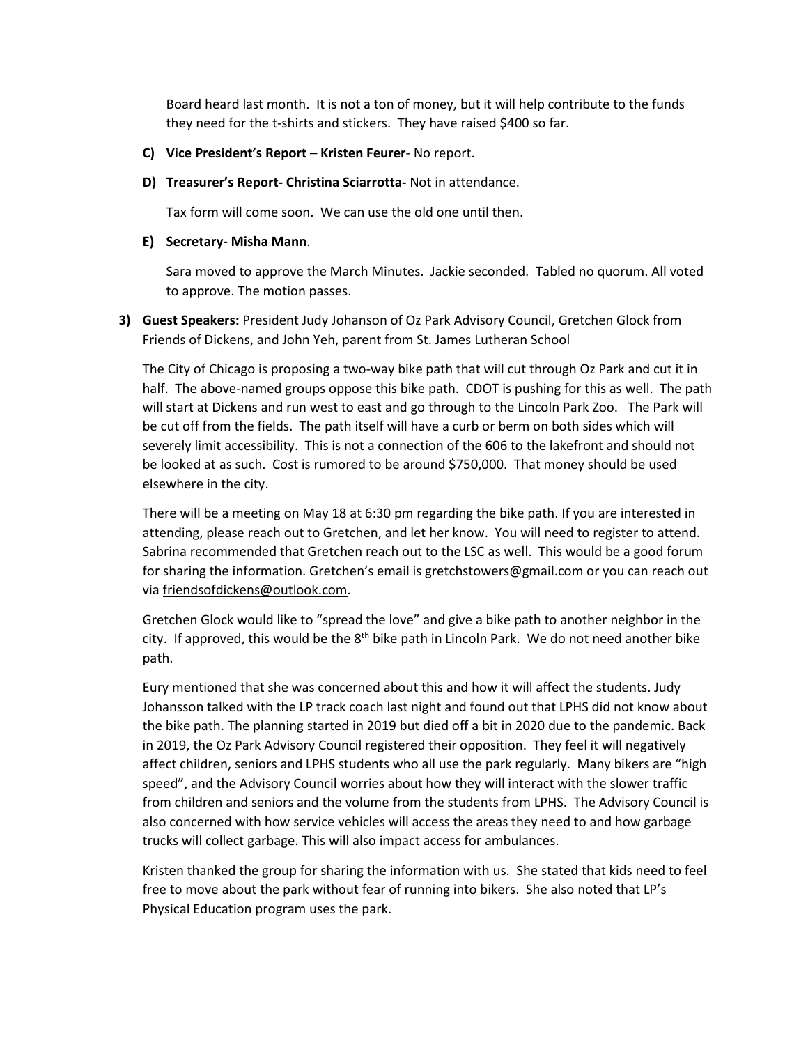Board heard last month. It is not a ton of money, but it will help contribute to the funds they need for the t-shirts and stickers. They have raised $400 so far.

**C) Vice President's Report – Kristen Feurer**- No report.

**D) Treasurer's Report- Christina Sciarrotta-** Not in attendance.

Tax form will come soon. We can use the old one until then.

**E) Secretary- Misha Mann**.

Sara moved to approve the March Minutes. Jackie seconded. Tabled no quorum. All voted to approve. The motion passes.

**3) Guest Speakers:** President Judy Johanson of Oz Park Advisory Council, Gretchen Glock from Friends of Dickens, and John Yeh, parent from St. James Lutheran School

The City of Chicago is proposing a two-way bike path that will cut through Oz Park and cut it in half. The above-named groups oppose this bike path. CDOT is pushing for this as well. The path will start at Dickens and run west to east and go through to the Lincoln Park Zoo. The Park will be cut off from the fields. The path itself will have a curb or berm on both sides which will severely limit accessibility. This is not a connection of the 606 to the lakefront and should not be looked at as such. Cost is rumored to be around $750,000. That money should be used elsewhere in the city.

There will be a meeting on May 18 at 6:30 pm regarding the bike path. If you are interested in attending, please reach out to Gretchen, and let her know. You will need to register to attend. Sabrina recommended that Gretchen reach out to the LSC as well. This would be a good forum for sharing the information. Gretchen's email is gretchstowers@gmail.com or you can reach out via friendsofdickens@outlook.com.

Gretchen Glock would like to "spread the love" and give a bike path to another neighbor in the city. If approved, this would be the 8th bike path in Lincoln Park. We do not need another bike path.

Eury mentioned that she was concerned about this and how it will affect the students. Judy Johansson talked with the LP track coach last night and found out that LPHS did not know about the bike path. The planning started in 2019 but died off a bit in 2020 due to the pandemic. Back in 2019, the Oz Park Advisory Council registered their opposition. They feel it will negatively affect children, seniors and LPHS students who all use the park regularly. Many bikers are "high speed", and the Advisory Council worries about how they will interact with the slower traffic from children and seniors and the volume from the students from LPHS. The Advisory Council is also concerned with how service vehicles will access the areas they need to and how garbage trucks will collect garbage. This will also impact access for ambulances.

Kristen thanked the group for sharing the information with us. She stated that kids need to feel free to move about the park without fear of running into bikers. She also noted that LP's Physical Education program uses the park.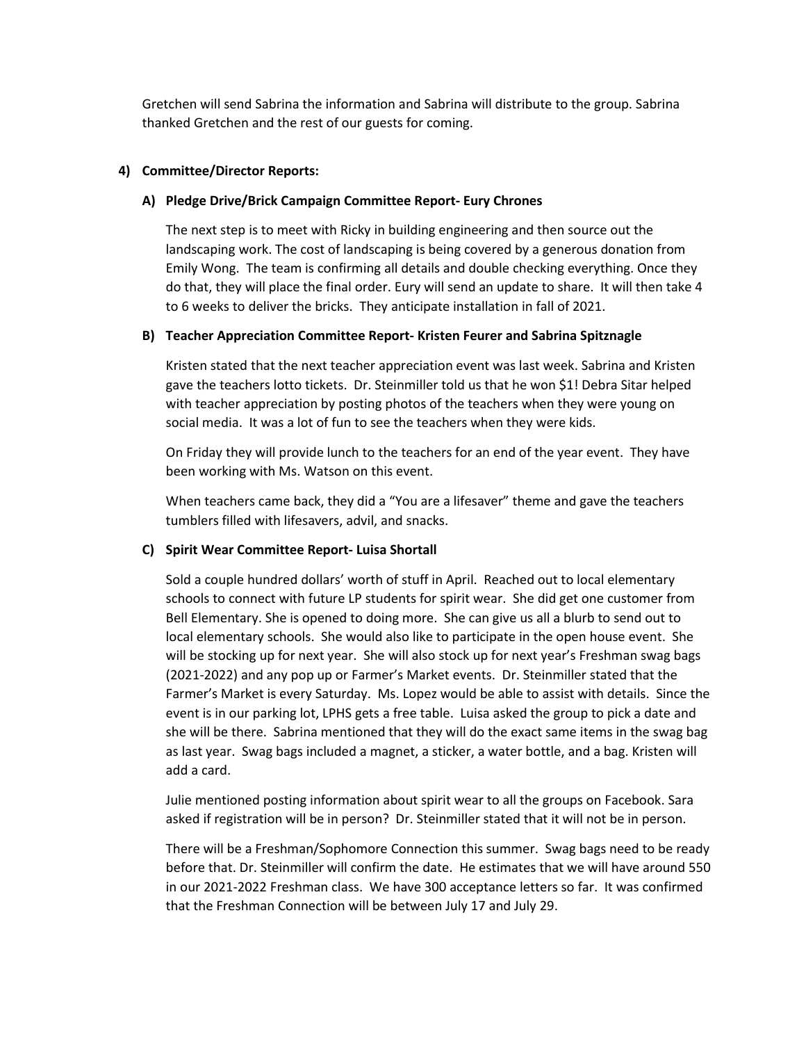Gretchen will send Sabrina the information and Sabrina will distribute to the group. Sabrina thanked Gretchen and the rest of our guests for coming.

**4) Committee/Director Reports:**

**A) Pledge Drive/Brick Campaign Committee Report- Eury Chrones**

The next step is to meet with Ricky in building engineering and then source out the landscaping work. The cost of landscaping is being covered by a generous donation from Emily Wong. The team is confirming all details and double checking everything. Once they do that, they will place the final order. Eury will send an update to share. It will then take 4 to 6 weeks to deliver the bricks. They anticipate installation in fall of 2021.

**B) Teacher Appreciation Committee Report- Kristen Feurer and Sabrina Spitznagle**

Kristen stated that the next teacher appreciation event was last week. Sabrina and Kristen gave the teachers lotto tickets. Dr. Steinmiller told us that he won $1! Debra Sitar helped with teacher appreciation by posting photos of the teachers when they were young on social media. It was a lot of fun to see the teachers when they were kids.

On Friday they will provide lunch to the teachers for an end of the year event. They have been working with Ms. Watson on this event.

When teachers came back, they did a "You are a lifesaver" theme and gave the teachers tumblers filled with lifesavers, advil, and snacks.

**C) Spirit Wear Committee Report- Luisa Shortall**

Sold a couple hundred dollars' worth of stuff in April. Reached out to local elementary schools to connect with future LP students for spirit wear. She did get one customer from Bell Elementary. She is opened to doing more. She can give us all a blurb to send out to local elementary schools. She would also like to participate in the open house event. She will be stocking up for next year. She will also stock up for next year's Freshman swag bags (2021-2022) and any pop up or Farmer's Market events. Dr. Steinmiller stated that the Farmer's Market is every Saturday. Ms. Lopez would be able to assist with details. Since the event is in our parking lot, LPHS gets a free table. Luisa asked the group to pick a date and she will be there. Sabrina mentioned that they will do the exact same items in the swag bag as last year. Swag bags included a magnet, a sticker, a water bottle, and a bag. Kristen will add a card.

Julie mentioned posting information about spirit wear to all the groups on Facebook. Sara asked if registration will be in person? Dr. Steinmiller stated that it will not be in person.

There will be a Freshman/Sophomore Connection this summer. Swag bags need to be ready before that. Dr. Steinmiller will confirm the date. He estimates that we will have around 550 in our 2021-2022 Freshman class. We have 300 acceptance letters so far. It was confirmed that the Freshman Connection will be between July 17 and July 29.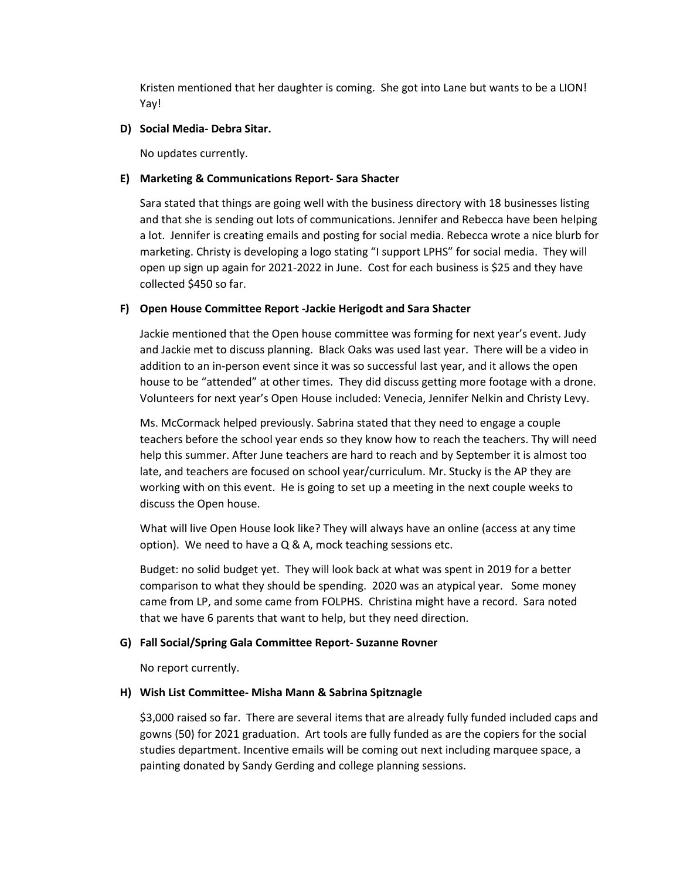Kristen mentioned that her daughter is coming. She got into Lane but wants to be a LION! Yay!

**D) Social Media- Debra Sitar.**

No updates currently.

**E) Marketing & Communications Report- Sara Shacter**

Sara stated that things are going well with the business directory with 18 businesses listing and that she is sending out lots of communications. Jennifer and Rebecca have been helping a lot. Jennifer is creating emails and posting for social media. Rebecca wrote a nice blurb for marketing. Christy is developing a logo stating "I support LPHS" for social media. They will open up sign up again for 2021-2022 in June. Cost for each business is $25 and they have collected $450 so far.

**F) Open House Committee Report -Jackie Herigodt and Sara Shacter**

Jackie mentioned that the Open house committee was forming for next year's event. Judy and Jackie met to discuss planning. Black Oaks was used last year. There will be a video in addition to an in-person event since it was so successful last year, and it allows the open house to be "attended" at other times. They did discuss getting more footage with a drone. Volunteers for next year's Open House included: Venecia, Jennifer Nelkin and Christy Levy.

Ms. McCormack helped previously. Sabrina stated that they need to engage a couple teachers before the school year ends so they know how to reach the teachers. Thy will need help this summer. After June teachers are hard to reach and by September it is almost too late, and teachers are focused on school year/curriculum. Mr. Stucky is the AP they are working with on this event. He is going to set up a meeting in the next couple weeks to discuss the Open house.

What will live Open House look like? They will always have an online (access at any time option). We need to have a Q & A, mock teaching sessions etc.

Budget: no solid budget yet. They will look back at what was spent in 2019 for a better comparison to what they should be spending. 2020 was an atypical year. Some money came from LP, and some came from FOLPHS. Christina might have a record. Sara noted that we have 6 parents that want to help, but they need direction.

**G) Fall Social/Spring Gala Committee Report- Suzanne Rovner**

No report currently.

**H) Wish List Committee- Misha Mann & Sabrina Spitznagle**

$3,000 raised so far. There are several items that are already fully funded included caps and gowns (50) for 2021 graduation. Art tools are fully funded as are the copiers for the social studies department. Incentive emails will be coming out next including marquee space, a painting donated by Sandy Gerding and college planning sessions.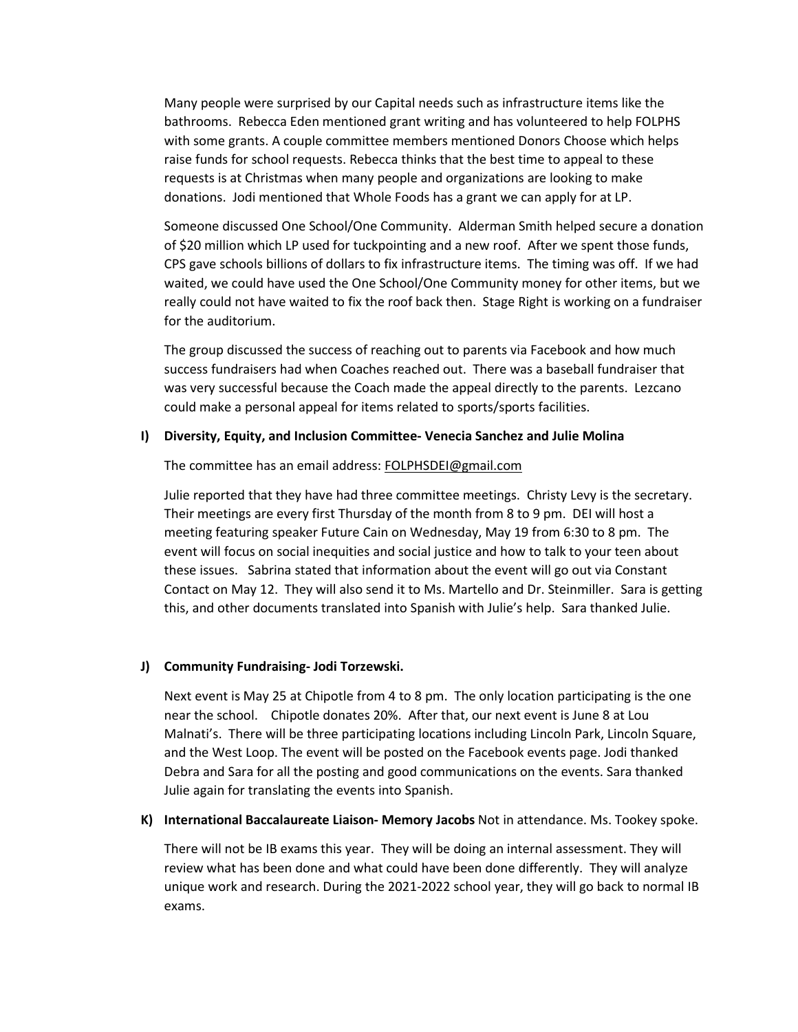Many people were surprised by our Capital needs such as infrastructure items like the bathrooms. Rebecca Eden mentioned grant writing and has volunteered to help FOLPHS with some grants. A couple committee members mentioned Donors Choose which helps raise funds for school requests. Rebecca thinks that the best time to appeal to these requests is at Christmas when many people and organizations are looking to make donations. Jodi mentioned that Whole Foods has a grant we can apply for at LP.

Someone discussed One School/One Community. Alderman Smith helped secure a donation of $20 million which LP used for tuckpointing and a new roof. After we spent those funds, CPS gave schools billions of dollars to fix infrastructure items. The timing was off. If we had waited, we could have used the One School/One Community money for other items, but we really could not have waited to fix the roof back then. Stage Right is working on a fundraiser for the auditorium.

The group discussed the success of reaching out to parents via Facebook and how much success fundraisers had when Coaches reached out. There was a baseball fundraiser that was very successful because the Coach made the appeal directly to the parents. Lezcano could make a personal appeal for items related to sports/sports facilities.

**I) Diversity, Equity, and Inclusion Committee- Venecia Sanchez and Julie Molina**

The committee has an email address: FOLPHSDEI@gmail.com

Julie reported that they have had three committee meetings. Christy Levy is the secretary. Their meetings are every first Thursday of the month from 8 to 9 pm. DEI will host a meeting featuring speaker Future Cain on Wednesday, May 19 from 6:30 to 8 pm. The event will focus on social inequities and social justice and how to talk to your teen about these issues. Sabrina stated that information about the event will go out via Constant Contact on May 12. They will also send it to Ms. Martello and Dr. Steinmiller. Sara is getting this, and other documents translated into Spanish with Julie's help. Sara thanked Julie.

**J) Community Fundraising- Jodi Torzewski.**

Next event is May 25 at Chipotle from 4 to 8 pm. The only location participating is the one near the school. Chipotle donates 20%. After that, our next event is June 8 at Lou Malnati's. There will be three participating locations including Lincoln Park, Lincoln Square, and the West Loop. The event will be posted on the Facebook events page. Jodi thanked Debra and Sara for all the posting and good communications on the events. Sara thanked Julie again for translating the events into Spanish.

**K) International Baccalaureate Liaison- Memory Jacobs** Not in attendance. Ms. Tookey spoke.

There will not be IB exams this year. They will be doing an internal assessment. They will review what has been done and what could have been done differently. They will analyze unique work and research. During the 2021-2022 school year, they will go back to normal IB exams.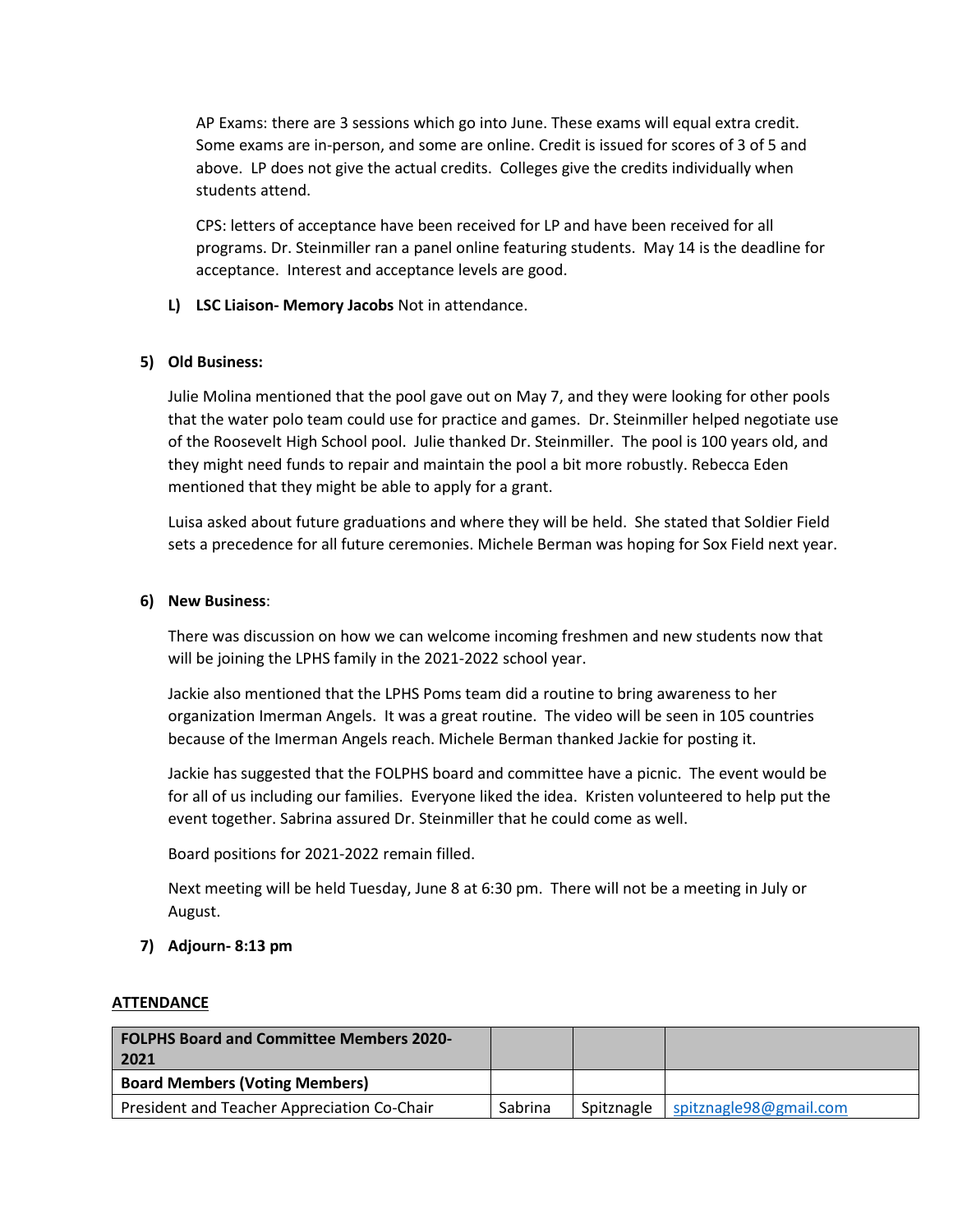AP Exams: there are 3 sessions which go into June. These exams will equal extra credit. Some exams are in-person, and some are online. Credit is issued for scores of 3 of 5 and above. LP does not give the actual credits. Colleges give the credits individually when students attend.

CPS: letters of acceptance have been received for LP and have been received for all programs. Dr. Steinmiller ran a panel online featuring students. May 14 is the deadline for acceptance. Interest and acceptance levels are good.

**L) LSC Liaison- Memory Jacobs** Not in attendance.

**5) Old Business:**

Julie Molina mentioned that the pool gave out on May 7, and they were looking for other pools that the water polo team could use for practice and games. Dr. Steinmiller helped negotiate use of the Roosevelt High School pool. Julie thanked Dr. Steinmiller. The pool is 100 years old, and they might need funds to repair and maintain the pool a bit more robustly. Rebecca Eden mentioned that they might be able to apply for a grant.

Luisa asked about future graduations and where they will be held. She stated that Soldier Field sets a precedence for all future ceremonies. Michele Berman was hoping for Sox Field next year.

**6) New Business**:

There was discussion on how we can welcome incoming freshmen and new students now that will be joining the LPHS family in the 2021-2022 school year.

Jackie also mentioned that the LPHS Poms team did a routine to bring awareness to her organization Imerman Angels. It was a great routine. The video will be seen in 105 countries because of the Imerman Angels reach. Michele Berman thanked Jackie for posting it.

Jackie has suggested that the FOLPHS board and committee have a picnic. The event would be for all of us including our families. Everyone liked the idea. Kristen volunteered to help put the event together. Sabrina assured Dr. Steinmiller that he could come as well.

Board positions for 2021-2022 remain filled.

Next meeting will be held Tuesday, June 8 at 6:30 pm. There will not be a meeting in July or August.

**7) Adjourn- 8:13 pm**

**ATTENDANCE**

| **FOLPHS Board and Committee Members 2020-2021** | | | |
|---|---|---|---|
| **Board Members (Voting Members)** | | | |
| President and Teacher Appreciation Co-Chair | Sabrina | Spitznagle | spitznagle98@gmail.com |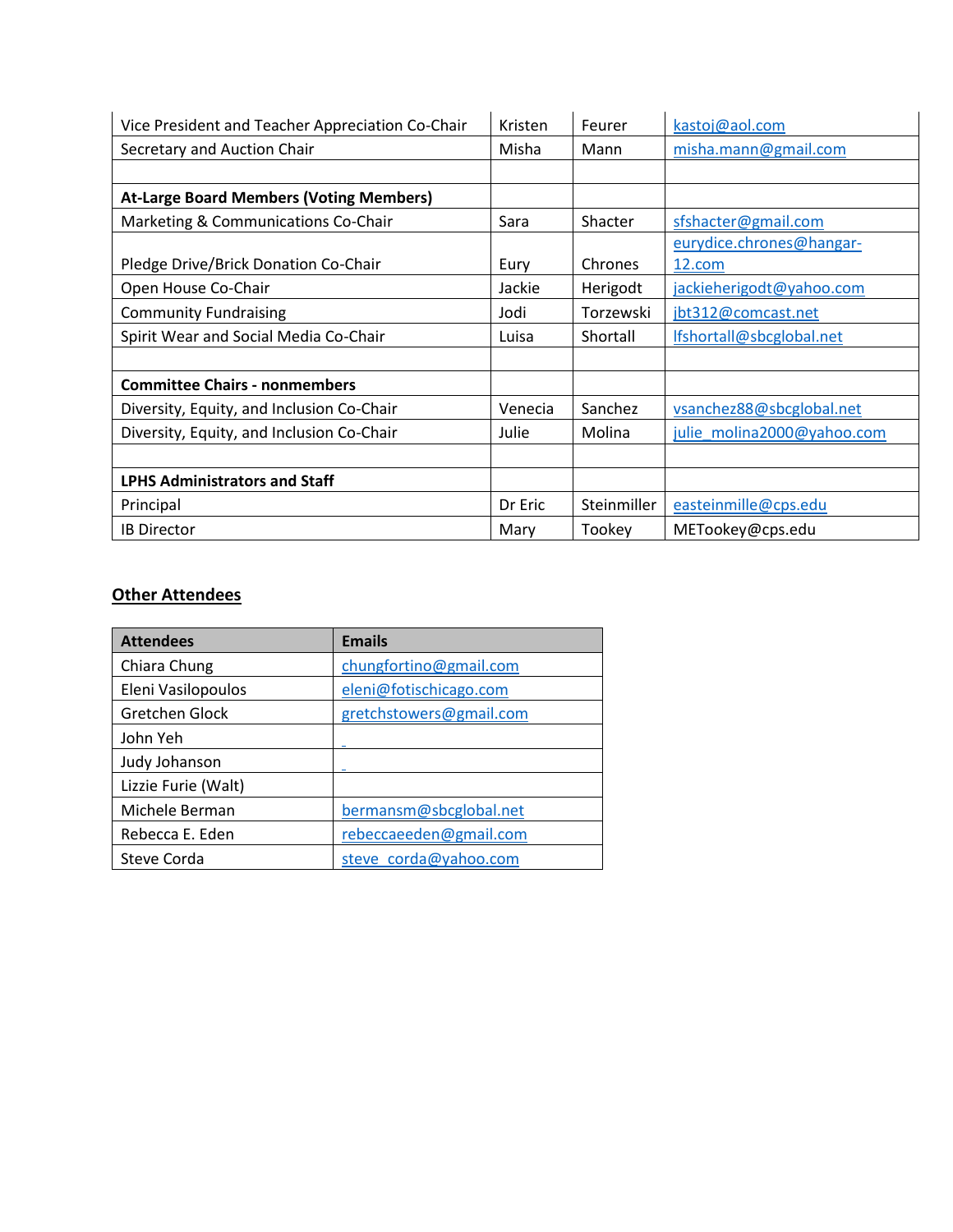| | | | |
|---|---|---|---|
| Vice President and Teacher Appreciation Co-Chair | Kristen | Feurer | kastoj@aol.com |
| Secretary and Auction Chair | Misha | Mann | misha.mann@gmail.com |
| | | | |
| **At-Large Board Members (Voting Members)** | | | |
| Marketing & Communications Co-Chair | Sara | Shacter | sfshacter@gmail.com |
| Pledge Drive/Brick Donation Co-Chair | Eury | Chrones | eurydice.chrones@hangar-12.com |
| Open House Co-Chair | Jackie | Herigodt | jackieherigodt@yahoo.com |
| Community Fundraising | Jodi | Torzewski | jbt312@comcast.net |
| Spirit Wear and Social Media Co-Chair | Luisa | Shortall | lfshortall@sbcglobal.net |
| | | | |
| **Committee Chairs - nonmembers** | | | |
| Diversity, Equity, and Inclusion Co-Chair | Venecia | Sanchez | vsanchez88@sbcglobal.net |
| Diversity, Equity, and Inclusion Co-Chair | Julie | Molina | julie_molina2000@yahoo.com |
| | | | |
| **LPHS Administrators and Staff** | | | |
| Principal | Dr Eric | Steinmiller | easteinmille@cps.edu |
| IB Director | Mary | Tookey | METookey@cps.edu |

## Other Attendees

| Attendees | Emails |
|---|---|
| Chiara Chung | chungfortino@gmail.com |
| Eleni Vasilopoulos | eleni@fotischicago.com |
| Gretchen Glock | gretchstowers@gmail.com |
| John Yeh | |
| Judy Johanson | |
| Lizzie Furie (Walt) | |
| Michele Berman | bermansm@sbcglobal.net |
| Rebecca E. Eden | rebeccaeeden@gmail.com |
| Steve Corda | steve_corda@yahoo.com |